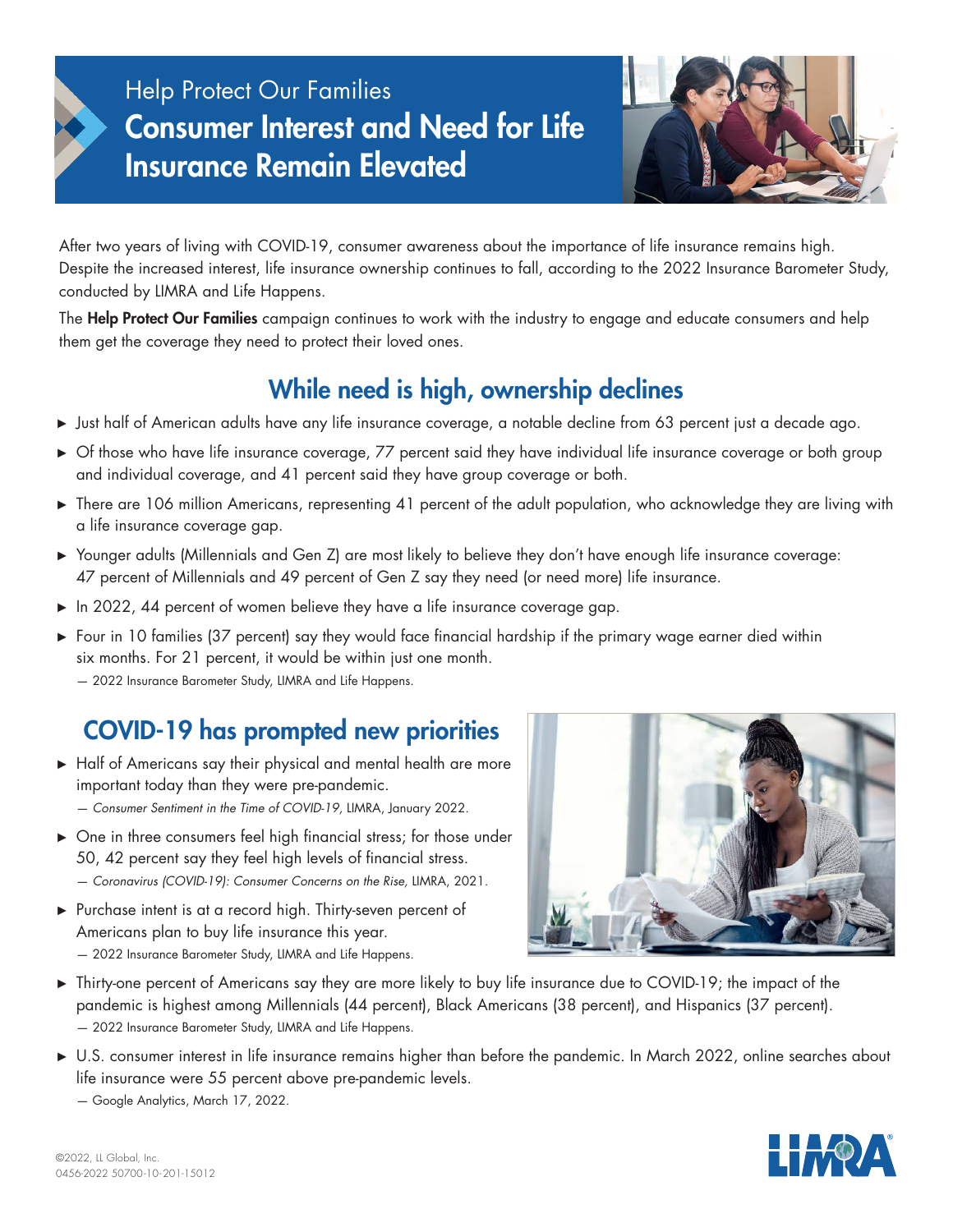Help Protect Our Families

# Consumer Interest and Need for Life Insurance Remain Elevated

After two years of living with COVID-19, consumer awareness about the importance of life insurance remains high. Despite the increased interest, life insurance ownership continues to fall, according to the 2022 Insurance Barometer Study, conducted by LIMRA and Life Happens.

The **Help Protect Our Families** campaign continues to work with the industry to engage and educate consumers and help them get the coverage they need to protect their loved ones.

## While need is high, ownership declines

- Just half of American adults have any life insurance coverage, a notable decline from 63 percent just a decade ago.
- Of those who have life insurance coverage, 77 percent said they have individual life insurance coverage or both group and individual coverage, and 41 percent said they have group coverage or both.
- There are 106 million Americans, representing 41 percent of the adult population, who acknowledge they are living with a life insurance coverage gap.
- Younger adults (Millennials and Gen Z) are most likely to believe they don't have enough life insurance coverage: 47 percent of Millennials and 49 percent of Gen Z say they need (or need more) life insurance.
- In 2022, 44 percent of women believe they have a life insurance coverage gap.
- Four in 10 families (37 percent) say they would face financial hardship if the primary wage earner died within six months. For 21 percent, it would be within just one month.
  — 2022 Insurance Barometer Study, LIMRA and Life Happens.

## COVID-19 has prompted new priorities

- Half of Americans say their physical and mental health are more important today than they were pre-pandemic.
  — *Consumer Sentiment in the Time of COVID-19,* LIMRA, January 2022.
- One in three consumers feel high financial stress; for those under 50, 42 percent say they feel high levels of financial stress.
  — *Coronavirus (COVID-19): Consumer Concerns on the Rise,* LIMRA, 2021.
- Purchase intent is at a record high. Thirty-seven percent of Americans plan to buy life insurance this year.
  — 2022 Insurance Barometer Study, LIMRA and Life Happens.
- Thirty-one percent of Americans say they are more likely to buy life insurance due to COVID-19; the impact of the pandemic is highest among Millennials (44 percent), Black Americans (38 percent), and Hispanics (37 percent).
  — 2022 Insurance Barometer Study, LIMRA and Life Happens.
- U.S. consumer interest in life insurance remains higher than before the pandemic. In March 2022, online searches about life insurance were 55 percent above pre-pandemic levels.
  — Google Analytics, March 17, 2022.

©2022, LL Global, Inc.
0456-2022 50700-10-201-15012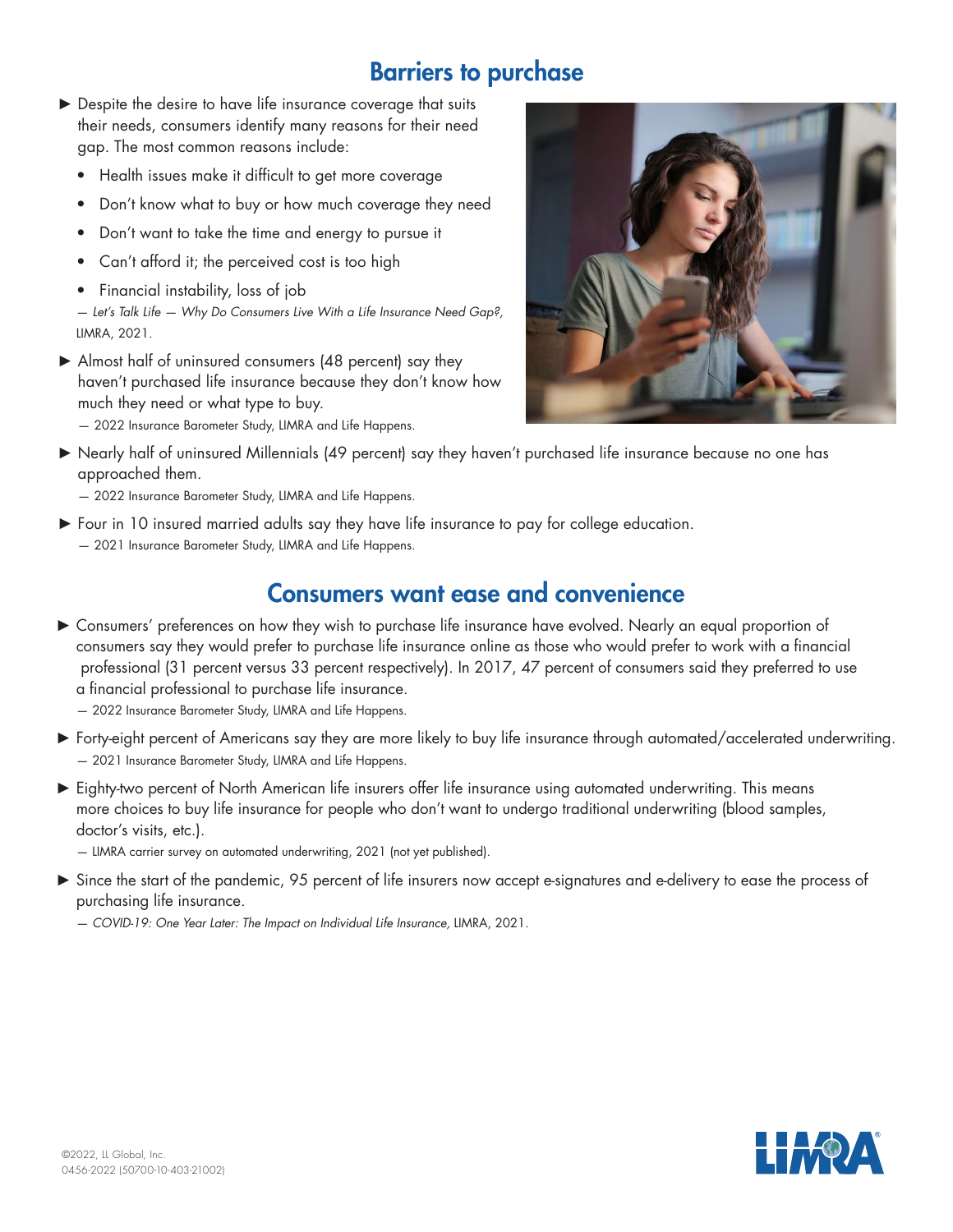## Barriers to purchase

- Despite the desire to have life insurance coverage that suits their needs, consumers identify many reasons for their need gap. The most common reasons include:
  - Health issues make it difficult to get more coverage
  - Don't know what to buy or how much coverage they need
  - Don't want to take the time and energy to pursue it
  - Can't afford it; the perceived cost is too high
  - Financial instability, loss of job

  — *Let's Talk Life — Why Do Consumers Live With a Life Insurance Need Gap?*, LIMRA, 2021.

- Almost half of uninsured consumers (48 percent) say they haven't purchased life insurance because they don't know how much they need or what type to buy.

  — 2022 Insurance Barometer Study, LIMRA and Life Happens.

- Nearly half of uninsured Millennials (49 percent) say they haven't purchased life insurance because no one has approached them.

  — 2022 Insurance Barometer Study, LIMRA and Life Happens.

- Four in 10 insured married adults say they have life insurance to pay for college education.

  — 2021 Insurance Barometer Study, LIMRA and Life Happens.

## Consumers want ease and convenience

- Consumers' preferences on how they wish to purchase life insurance have evolved. Nearly an equal proportion of consumers say they would prefer to purchase life insurance online as those who would prefer to work with a financial professional (31 percent versus 33 percent respectively). In 2017, 47 percent of consumers said they preferred to use a financial professional to purchase life insurance.

  — 2022 Insurance Barometer Study, LIMRA and Life Happens.

- Forty-eight percent of Americans say they are more likely to buy life insurance through automated/accelerated underwriting.

  — 2021 Insurance Barometer Study, LIMRA and Life Happens.

- Eighty-two percent of North American life insurers offer life insurance using automated underwriting. This means more choices to buy life insurance for people who don't want to undergo traditional underwriting (blood samples, doctor's visits, etc.).

  — LIMRA carrier survey on automated underwriting, 2021 (not yet published).

- Since the start of the pandemic, 95 percent of life insurers now accept e-signatures and e-delivery to ease the process of purchasing life insurance.

  — *COVID-19: One Year Later: The Impact on Individual Life Insurance*, LIMRA, 2021.

©2022, LL Global, Inc.
0456-2022 (50700-10-403-21002)